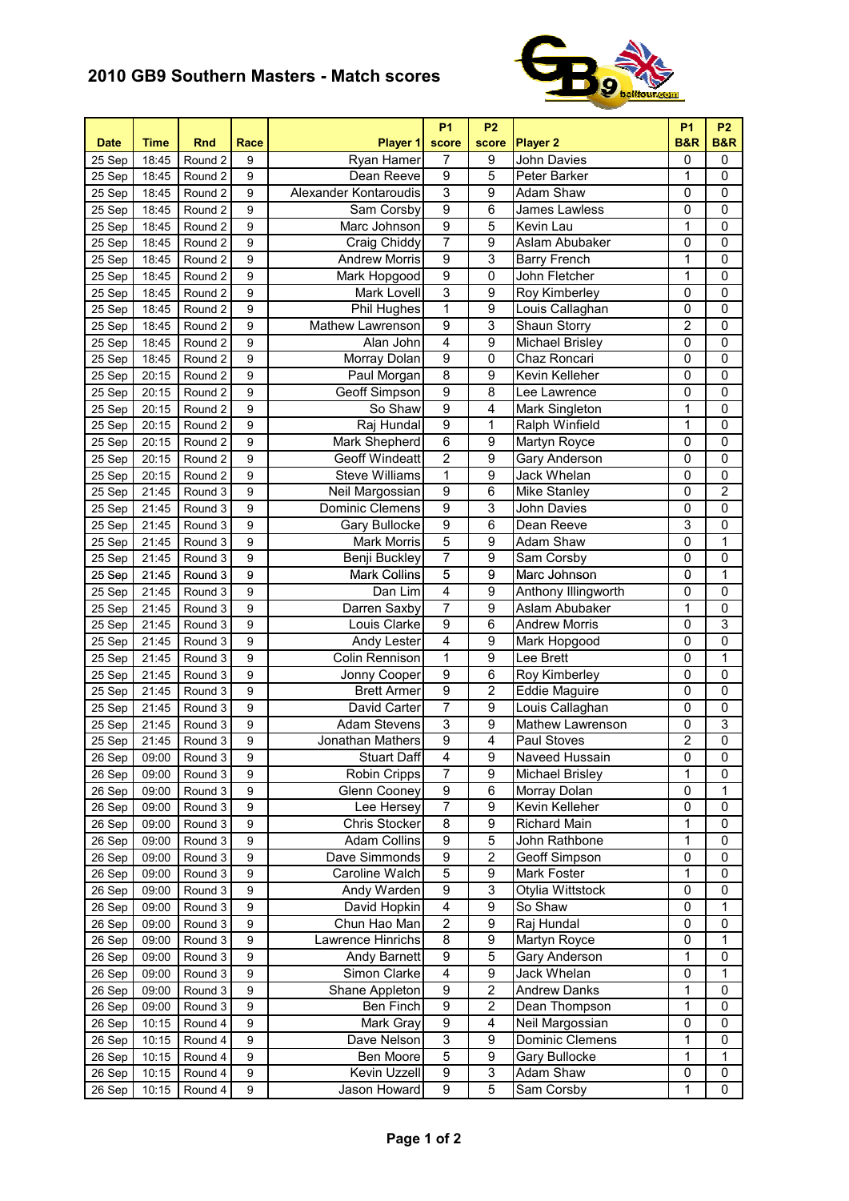# 2010 GB9 Southern Masters - Match scores

| Date | Time | Rnd | Race | Player 1 | P1 score | P2 score | Player 2 | P1 B&R | P2 B&R |
|---|---|---|---|---|---|---|---|---|---|
| 25 Sep | 18:45 | Round 2 | 9 | Ryan Hamer | 7 | 9 | John Davies | 0 | 0 |
| 25 Sep | 18:45 | Round 2 | 9 | Dean Reeve | 9 | 5 | Peter Barker | 1 | 0 |
| 25 Sep | 18:45 | Round 2 | 9 | Alexander Kontaroudis | 3 | 9 | Adam Shaw | 0 | 0 |
| 25 Sep | 18:45 | Round 2 | 9 | Sam Corsby | 9 | 6 | James Lawless | 0 | 0 |
| 25 Sep | 18:45 | Round 2 | 9 | Marc Johnson | 9 | 5 | Kevin Lau | 1 | 0 |
| 25 Sep | 18:45 | Round 2 | 9 | Craig Chiddy | 7 | 9 | Aslam Abubaker | 0 | 0 |
| 25 Sep | 18:45 | Round 2 | 9 | Andrew Morris | 9 | 3 | Barry French | 1 | 0 |
| 25 Sep | 18:45 | Round 2 | 9 | Mark Hopgood | 9 | 0 | John Fletcher | 1 | 0 |
| 25 Sep | 18:45 | Round 2 | 9 | Mark Lovell | 3 | 9 | Roy Kimberley | 0 | 0 |
| 25 Sep | 18:45 | Round 2 | 9 | Phil Hughes | 1 | 9 | Louis Callaghan | 0 | 0 |
| 25 Sep | 18:45 | Round 2 | 9 | Mathew Lawrenson | 9 | 3 | Shaun Storry | 2 | 0 |
| 25 Sep | 18:45 | Round 2 | 9 | Alan John | 4 | 9 | Michael Brisley | 0 | 0 |
| 25 Sep | 18:45 | Round 2 | 9 | Morray Dolan | 9 | 0 | Chaz Roncari | 0 | 0 |
| 25 Sep | 20:15 | Round 2 | 9 | Paul Morgan | 8 | 9 | Kevin Kelleher | 0 | 0 |
| 25 Sep | 20:15 | Round 2 | 9 | Geoff Simpson | 9 | 8 | Lee Lawrence | 0 | 0 |
| 25 Sep | 20:15 | Round 2 | 9 | So Shaw | 9 | 4 | Mark Singleton | 1 | 0 |
| 25 Sep | 20:15 | Round 2 | 9 | Raj Hundal | 9 | 1 | Ralph Winfield | 1 | 0 |
| 25 Sep | 20:15 | Round 2 | 9 | Mark Shepherd | 6 | 9 | Martyn Royce | 0 | 0 |
| 25 Sep | 20:15 | Round 2 | 9 | Geoff Windeatt | 2 | 9 | Gary Anderson | 0 | 0 |
| 25 Sep | 20:15 | Round 2 | 9 | Steve Williams | 1 | 9 | Jack Whelan | 0 | 0 |
| 25 Sep | 21:45 | Round 3 | 9 | Neil Margossian | 9 | 6 | Mike Stanley | 0 | 2 |
| 25 Sep | 21:45 | Round 3 | 9 | Dominic Clemens | 9 | 3 | John Davies | 0 | 0 |
| 25 Sep | 21:45 | Round 3 | 9 | Gary Bullocke | 9 | 6 | Dean Reeve | 3 | 0 |
| 25 Sep | 21:45 | Round 3 | 9 | Mark Morris | 5 | 9 | Adam Shaw | 0 | 1 |
| 25 Sep | 21:45 | Round 3 | 9 | Benji Buckley | 7 | 9 | Sam Corsby | 0 | 0 |
| 25 Sep | 21:45 | Round 3 | 9 | Mark Collins | 5 | 9 | Marc Johnson | 0 | 1 |
| 25 Sep | 21:45 | Round 3 | 9 | Dan Lim | 4 | 9 | Anthony Illingworth | 0 | 0 |
| 25 Sep | 21:45 | Round 3 | 9 | Darren Saxby | 7 | 9 | Aslam Abubaker | 1 | 0 |
| 25 Sep | 21:45 | Round 3 | 9 | Louis Clarke | 9 | 6 | Andrew Morris | 0 | 3 |
| 25 Sep | 21:45 | Round 3 | 9 | Andy Lester | 4 | 9 | Mark Hopgood | 0 | 0 |
| 25 Sep | 21:45 | Round 3 | 9 | Colin Rennison | 1 | 9 | Lee Brett | 0 | 1 |
| 25 Sep | 21:45 | Round 3 | 9 | Jonny Cooper | 9 | 6 | Roy Kimberley | 0 | 0 |
| 25 Sep | 21:45 | Round 3 | 9 | Brett Armer | 9 | 2 | Eddie Maguire | 0 | 0 |
| 25 Sep | 21:45 | Round 3 | 9 | David Carter | 7 | 9 | Louis Callaghan | 0 | 0 |
| 25 Sep | 21:45 | Round 3 | 9 | Adam Stevens | 3 | 9 | Mathew Lawrenson | 0 | 3 |
| 25 Sep | 21:45 | Round 3 | 9 | Jonathan Mathers | 9 | 4 | Paul Stoves | 2 | 0 |
| 26 Sep | 09:00 | Round 3 | 9 | Stuart Daff | 4 | 9 | Naveed Hussain | 0 | 0 |
| 26 Sep | 09:00 | Round 3 | 9 | Robin Cripps | 7 | 9 | Michael Brisley | 1 | 0 |
| 26 Sep | 09:00 | Round 3 | 9 | Glenn Cooney | 9 | 6 | Morray Dolan | 0 | 1 |
| 26 Sep | 09:00 | Round 3 | 9 | Lee Hersey | 7 | 9 | Kevin Kelleher | 0 | 0 |
| 26 Sep | 09:00 | Round 3 | 9 | Chris Stocker | 8 | 9 | Richard Main | 1 | 0 |
| 26 Sep | 09:00 | Round 3 | 9 | Adam Collins | 9 | 5 | John Rathbone | 1 | 0 |
| 26 Sep | 09:00 | Round 3 | 9 | Dave Simmonds | 9 | 2 | Geoff Simpson | 0 | 0 |
| 26 Sep | 09:00 | Round 3 | 9 | Caroline Walch | 5 | 9 | Mark Foster | 1 | 0 |
| 26 Sep | 09:00 | Round 3 | 9 | Andy Warden | 9 | 3 | Otylia Wittstock | 0 | 0 |
| 26 Sep | 09:00 | Round 3 | 9 | David Hopkin | 4 | 9 | So Shaw | 0 | 1 |
| 26 Sep | 09:00 | Round 3 | 9 | Chun Hao Man | 2 | 9 | Raj Hundal | 0 | 0 |
| 26 Sep | 09:00 | Round 3 | 9 | Lawrence Hinrichs | 8 | 9 | Martyn Royce | 0 | 1 |
| 26 Sep | 09:00 | Round 3 | 9 | Andy Barnett | 9 | 5 | Gary Anderson | 1 | 0 |
| 26 Sep | 09:00 | Round 3 | 9 | Simon Clarke | 4 | 9 | Jack Whelan | 0 | 1 |
| 26 Sep | 09:00 | Round 3 | 9 | Shane Appleton | 9 | 2 | Andrew Danks | 1 | 0 |
| 26 Sep | 09:00 | Round 3 | 9 | Ben Finch | 9 | 2 | Dean Thompson | 1 | 0 |
| 26 Sep | 10:15 | Round 4 | 9 | Mark Gray | 9 | 4 | Neil Margossian | 0 | 0 |
| 26 Sep | 10:15 | Round 4 | 9 | Dave Nelson | 3 | 9 | Dominic Clemens | 1 | 0 |
| 26 Sep | 10:15 | Round 4 | 9 | Ben Moore | 5 | 9 | Gary Bullocke | 1 | 1 |
| 26 Sep | 10:15 | Round 4 | 9 | Kevin Uzzell | 9 | 3 | Adam Shaw | 0 | 0 |
| 26 Sep | 10:15 | Round 4 | 9 | Jason Howard | 9 | 5 | Sam Corsby | 1 | 0 |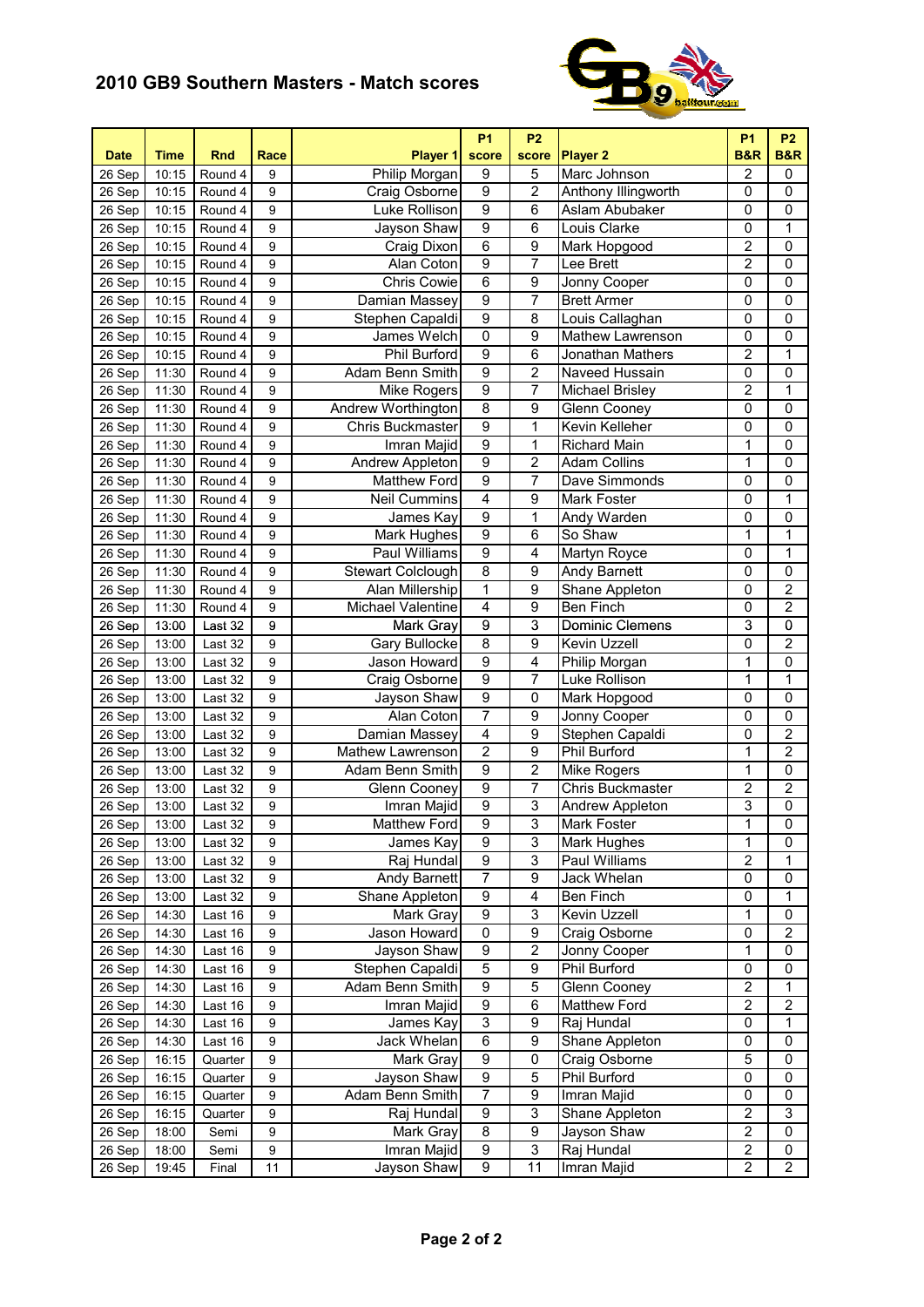# 2010 GB9 Southern Masters - Match scores

| Date | Time | Rnd | Race | Player 1 | P1 score | P2 score | Player 2 | P1 B&R | P2 B&R |
|---|---|---|---|---|---|---|---|---|---|
| 26 Sep | 10:15 | Round 4 | 9 | Philip Morgan | 9 | 5 | Marc Johnson | 2 | 0 |
| 26 Sep | 10:15 | Round 4 | 9 | Craig Osborne | 9 | 2 | Anthony Illingworth | 0 | 0 |
| 26 Sep | 10:15 | Round 4 | 9 | Luke Rollison | 9 | 6 | Aslam Abubaker | 0 | 0 |
| 26 Sep | 10:15 | Round 4 | 9 | Jayson Shaw | 9 | 6 | Louis Clarke | 0 | 1 |
| 26 Sep | 10:15 | Round 4 | 9 | Craig Dixon | 6 | 9 | Mark Hopgood | 2 | 0 |
| 26 Sep | 10:15 | Round 4 | 9 | Alan Coton | 9 | 7 | Lee Brett | 2 | 0 |
| 26 Sep | 10:15 | Round 4 | 9 | Chris Cowie | 6 | 9 | Jonny Cooper | 0 | 0 |
| 26 Sep | 10:15 | Round 4 | 9 | Damian Massey | 9 | 7 | Brett Armer | 0 | 0 |
| 26 Sep | 10:15 | Round 4 | 9 | Stephen Capaldi | 9 | 8 | Louis Callaghan | 0 | 0 |
| 26 Sep | 10:15 | Round 4 | 9 | James Welch | 0 | 9 | Mathew Lawrenson | 0 | 0 |
| 26 Sep | 10:15 | Round 4 | 9 | Phil Burford | 9 | 6 | Jonathan Mathers | 2 | 1 |
| 26 Sep | 11:30 | Round 4 | 9 | Adam Benn Smith | 9 | 2 | Naveed Hussain | 0 | 0 |
| 26 Sep | 11:30 | Round 4 | 9 | Mike Rogers | 9 | 7 | Michael Brisley | 2 | 1 |
| 26 Sep | 11:30 | Round 4 | 9 | Andrew Worthington | 8 | 9 | Glenn Cooney | 0 | 0 |
| 26 Sep | 11:30 | Round 4 | 9 | Chris Buckmaster | 9 | 1 | Kevin Kelleher | 0 | 0 |
| 26 Sep | 11:30 | Round 4 | 9 | Imran Majid | 9 | 1 | Richard Main | 1 | 0 |
| 26 Sep | 11:30 | Round 4 | 9 | Andrew Appleton | 9 | 2 | Adam Collins | 1 | 0 |
| 26 Sep | 11:30 | Round 4 | 9 | Matthew Ford | 9 | 7 | Dave Simmonds | 0 | 0 |
| 26 Sep | 11:30 | Round 4 | 9 | Neil Cummins | 4 | 9 | Mark Foster | 0 | 1 |
| 26 Sep | 11:30 | Round 4 | 9 | James Kay | 9 | 1 | Andy Warden | 0 | 0 |
| 26 Sep | 11:30 | Round 4 | 9 | Mark Hughes | 9 | 6 | So Shaw | 1 | 1 |
| 26 Sep | 11:30 | Round 4 | 9 | Paul Williams | 9 | 4 | Martyn Royce | 0 | 1 |
| 26 Sep | 11:30 | Round 4 | 9 | Stewart Colclough | 8 | 9 | Andy Barnett | 0 | 0 |
| 26 Sep | 11:30 | Round 4 | 9 | Alan Millership | 1 | 9 | Shane Appleton | 0 | 2 |
| 26 Sep | 11:30 | Round 4 | 9 | Michael Valentine | 4 | 9 | Ben Finch | 0 | 2 |
| 26 Sep | 13:00 | Last 32 | 9 | Mark Gray | 9 | 3 | Dominic Clemens | 3 | 0 |
| 26 Sep | 13:00 | Last 32 | 9 | Gary Bullocke | 8 | 9 | Kevin Uzzell | 0 | 2 |
| 26 Sep | 13:00 | Last 32 | 9 | Jason Howard | 9 | 4 | Philip Morgan | 1 | 0 |
| 26 Sep | 13:00 | Last 32 | 9 | Craig Osborne | 9 | 7 | Luke Rollison | 1 | 1 |
| 26 Sep | 13:00 | Last 32 | 9 | Jayson Shaw | 9 | 0 | Mark Hopgood | 0 | 0 |
| 26 Sep | 13:00 | Last 32 | 9 | Alan Coton | 7 | 9 | Jonny Cooper | 0 | 0 |
| 26 Sep | 13:00 | Last 32 | 9 | Damian Massey | 4 | 9 | Stephen Capaldi | 0 | 2 |
| 26 Sep | 13:00 | Last 32 | 9 | Mathew Lawrenson | 2 | 9 | Phil Burford | 1 | 2 |
| 26 Sep | 13:00 | Last 32 | 9 | Adam Benn Smith | 9 | 2 | Mike Rogers | 1 | 0 |
| 26 Sep | 13:00 | Last 32 | 9 | Glenn Cooney | 9 | 7 | Chris Buckmaster | 2 | 2 |
| 26 Sep | 13:00 | Last 32 | 9 | Imran Majid | 9 | 3 | Andrew Appleton | 3 | 0 |
| 26 Sep | 13:00 | Last 32 | 9 | Matthew Ford | 9 | 3 | Mark Foster | 1 | 0 |
| 26 Sep | 13:00 | Last 32 | 9 | James Kay | 9 | 3 | Mark Hughes | 1 | 0 |
| 26 Sep | 13:00 | Last 32 | 9 | Raj Hundal | 9 | 3 | Paul Williams | 2 | 1 |
| 26 Sep | 13:00 | Last 32 | 9 | Andy Barnett | 7 | 9 | Jack Whelan | 0 | 0 |
| 26 Sep | 13:00 | Last 32 | 9 | Shane Appleton | 9 | 4 | Ben Finch | 0 | 1 |
| 26 Sep | 14:30 | Last 16 | 9 | Mark Gray | 9 | 3 | Kevin Uzzell | 1 | 0 |
| 26 Sep | 14:30 | Last 16 | 9 | Jason Howard | 0 | 9 | Craig Osborne | 0 | 2 |
| 26 Sep | 14:30 | Last 16 | 9 | Jayson Shaw | 9 | 2 | Jonny Cooper | 1 | 0 |
| 26 Sep | 14:30 | Last 16 | 9 | Stephen Capaldi | 5 | 9 | Phil Burford | 0 | 0 |
| 26 Sep | 14:30 | Last 16 | 9 | Adam Benn Smith | 9 | 5 | Glenn Cooney | 2 | 1 |
| 26 Sep | 14:30 | Last 16 | 9 | Imran Majid | 9 | 6 | Matthew Ford | 2 | 2 |
| 26 Sep | 14:30 | Last 16 | 9 | James Kay | 3 | 9 | Raj Hundal | 0 | 1 |
| 26 Sep | 14:30 | Last 16 | 9 | Jack Whelan | 6 | 9 | Shane Appleton | 0 | 0 |
| 26 Sep | 16:15 | Quarter | 9 | Mark Gray | 9 | 0 | Craig Osborne | 5 | 0 |
| 26 Sep | 16:15 | Quarter | 9 | Jayson Shaw | 9 | 5 | Phil Burford | 0 | 0 |
| 26 Sep | 16:15 | Quarter | 9 | Adam Benn Smith | 7 | 9 | Imran Majid | 0 | 0 |
| 26 Sep | 16:15 | Quarter | 9 | Raj Hundal | 9 | 3 | Shane Appleton | 2 | 3 |
| 26 Sep | 18:00 | Semi | 9 | Mark Gray | 8 | 9 | Jayson Shaw | 2 | 0 |
| 26 Sep | 18:00 | Semi | 9 | Imran Majid | 9 | 3 | Raj Hundal | 2 | 0 |
| 26 Sep | 19:45 | Final | 11 | Jayson Shaw | 9 | 11 | Imran Majid | 2 | 2 |